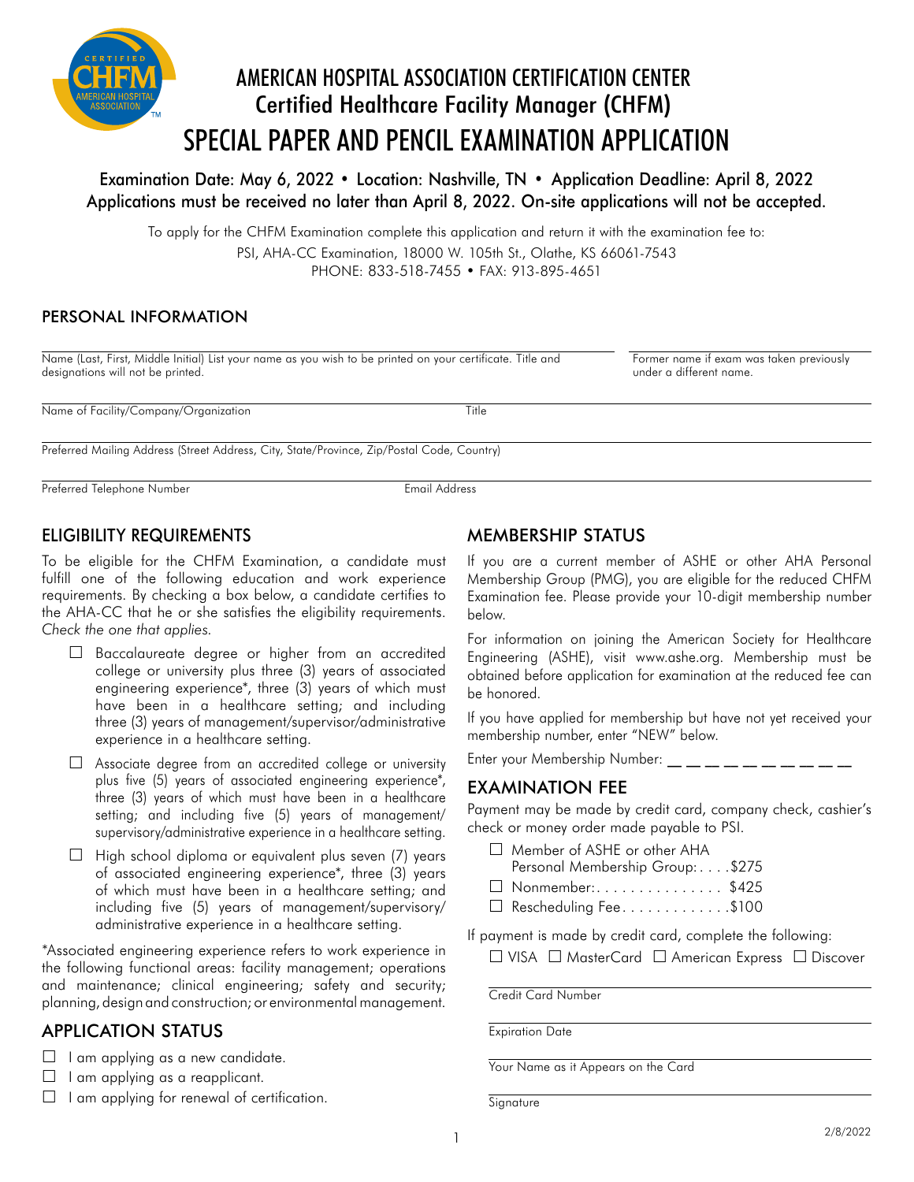# AMERICAN HOSPITAL ASSOCIATION CERTIFICATION CENTER

## Certified Healthcare Facility Manager (CHFM)

# SPECIAL PAPER AND PENCIL EXAMINATION APPLICATION

Examination Date: May 6, 2022 • Location: Nashville, TN • Application Deadline: April 8, 2022
Applications must be received no later than April 8, 2022. On-site applications will not be accepted.

To apply for the CHFM Examination complete this application and return it with the examination fee to:
PSI, AHA-CC Examination, 18000 W. 105th St., Olathe, KS 66061-7543
PHONE: 833-518-7455 • FAX: 913-895-4651

## PERSONAL INFORMATION

Name (Last, First, Middle Initial) List your name as you wish to be printed on your certificate. Title and designations will not be printed. ______________________

Former name if exam was taken previously under a different name. ______________________

Name of Facility/Company/Organization ______________________ Title ______________________

Preferred Mailing Address (Street Address, City, State/Province, Zip/Postal Code, Country) ______________________

Preferred Telephone Number ______________________ Email Address ______________________

## ELIGIBILITY REQUIREMENTS

To be eligible for the CHFM Examination, a candidate must fulfill one of the following education and work experience requirements. By checking a box below, a candidate certifies to the AHA-CC that he or she satisfies the eligibility requirements. *Check the one that applies.*

- ☐ Baccalaureate degree or higher from an accredited college or university plus three (3) years of associated engineering experience*, three (3) years of which must have been in a healthcare setting; and including three (3) years of management/supervisor/administrative experience in a healthcare setting.
- ☐ Associate degree from an accredited college or university plus five (5) years of associated engineering experience*, three (3) years of which must have been in a healthcare setting; and including five (5) years of management/supervisory/administrative experience in a healthcare setting.
- ☐ High school diploma or equivalent plus seven (7) years of associated engineering experience*, three (3) years of which must have been in a healthcare setting; and including five (5) years of management/supervisory/administrative experience in a healthcare setting.

*Associated engineering experience refers to work experience in the following functional areas: facility management; operations and maintenance; clinical engineering; safety and security; planning, design and construction; or environmental management.

## APPLICATION STATUS

- ☐ I am applying as a new candidate.
- ☐ I am applying as a reapplicant.
- ☐ I am applying for renewal of certification.

## MEMBERSHIP STATUS

If you are a current member of ASHE or other AHA Personal Membership Group (PMG), you are eligible for the reduced CHFM Examination fee. Please provide your 10-digit membership number below.

For information on joining the American Society for Healthcare Engineering (ASHE), visit www.ashe.org. Membership must be obtained before application for examination at the reduced fee can be honored.

If you have applied for membership but have not yet received your membership number, enter "NEW" below.

Enter your Membership Number: _ _ _ _ _ _ _ _ _ _

## EXAMINATION FEE

Payment may be made by credit card, company check, cashier's check or money order made payable to PSI.

- ☐ Member of ASHE or other AHA Personal Membership Group: . . . .$275
- ☐ Nonmember: . . . . . . . . . . . . . . . $425
- ☐ Rescheduling Fee . . . . . . . . . . . . .$100

If payment is made by credit card, complete the following:

☐ VISA ☐ MasterCard ☐ American Express ☐ Discover

Credit Card Number ______________________

Expiration Date ______________________

Your Name as it Appears on the Card ______________________

Signature ______________________

2/8/2022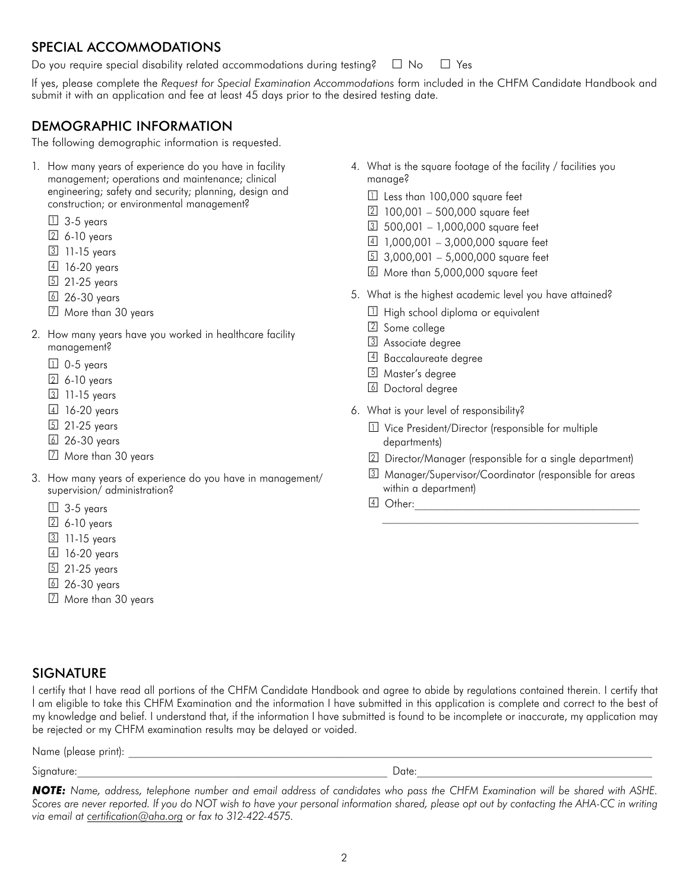## SPECIAL ACCOMMODATIONS

Do you require special disability related accommodations during testing? ☐ No ☐ Yes

If yes, please complete the *Request for Special Examination Accommodations* form included in the CHFM Candidate Handbook and submit it with an application and fee at least 45 days prior to the desired testing date.

## DEMOGRAPHIC INFORMATION

The following demographic information is requested.

1. How many years of experience do you have in facility management; operations and maintenance; clinical engineering; safety and security; planning, design and construction; or environmental management?
   - 1 3-5 years
   - 2 6-10 years
   - 3 11-15 years
   - 4 16-20 years
   - 5 21-25 years
   - 6 26-30 years
   - 7 More than 30 years

2. How many years have you worked in healthcare facility management?
   - 1 0-5 years
   - 2 6-10 years
   - 3 11-15 years
   - 4 16-20 years
   - 5 21-25 years
   - 6 26-30 years
   - 7 More than 30 years

3. How many years of experience do you have in management/ supervision/ administration?
   - 1 3-5 years
   - 2 6-10 years
   - 3 11-15 years
   - 4 16-20 years
   - 5 21-25 years
   - 6 26-30 years
   - 7 More than 30 years

4. What is the square footage of the facility / facilities you manage?
   - 1 Less than 100,000 square feet
   - 2 100,001 – 500,000 square feet
   - 3 500,001 – 1,000,000 square feet
   - 4 1,000,001 – 3,000,000 square feet
   - 5 3,000,001 – 5,000,000 square feet
   - 6 More than 5,000,000 square feet

5. What is the highest academic level you have attained?
   - 1 High school diploma or equivalent
   - 2 Some college
   - 3 Associate degree
   - 4 Baccalaureate degree
   - 5 Master's degree
   - 6 Doctoral degree

6. What is your level of responsibility?
   - 1 Vice President/Director (responsible for multiple departments)
   - 2 Director/Manager (responsible for a single department)
   - 3 Manager/Supervisor/Coordinator (responsible for areas within a department)
   - 4 Other:\_\_\_\_\_\_\_\_\_\_\_\_\_\_\_\_\_\_\_\_\_\_\_\_\_\_\_\_\_\_\_\_\_\_\_\_\_\_\_\_

## SIGNATURE

I certify that I have read all portions of the CHFM Candidate Handbook and agree to abide by regulations contained therein. I certify that I am eligible to take this CHFM Examination and the information I have submitted in this application is complete and correct to the best of my knowledge and belief. I understand that, if the information I have submitted is found to be incomplete or inaccurate, my application may be rejected or my CHFM examination results may be delayed or voided.

Name (please print): \_\_\_\_\_\_\_\_\_\_\_\_\_\_\_\_\_\_\_\_\_\_\_\_\_\_\_\_\_\_\_\_\_\_\_\_\_\_\_\_\_\_\_\_\_\_\_\_\_\_\_\_

Signature:\_\_\_\_\_\_\_\_\_\_\_\_\_\_\_\_\_\_\_\_\_\_\_\_\_\_\_\_\_\_\_\_\_\_\_\_ Date:\_\_\_\_\_\_\_\_\_\_\_\_\_\_\_\_\_\_\_\_\_\_\_\_\_\_

***NOTE:*** *Name, address, telephone number and email address of candidates who pass the CHFM Examination will be shared with ASHE. Scores are never reported. If you do NOT wish to have your personal information shared, please opt out by contacting the AHA-CC in writing via email at certification@aha.org or fax to 312-422-4575.*